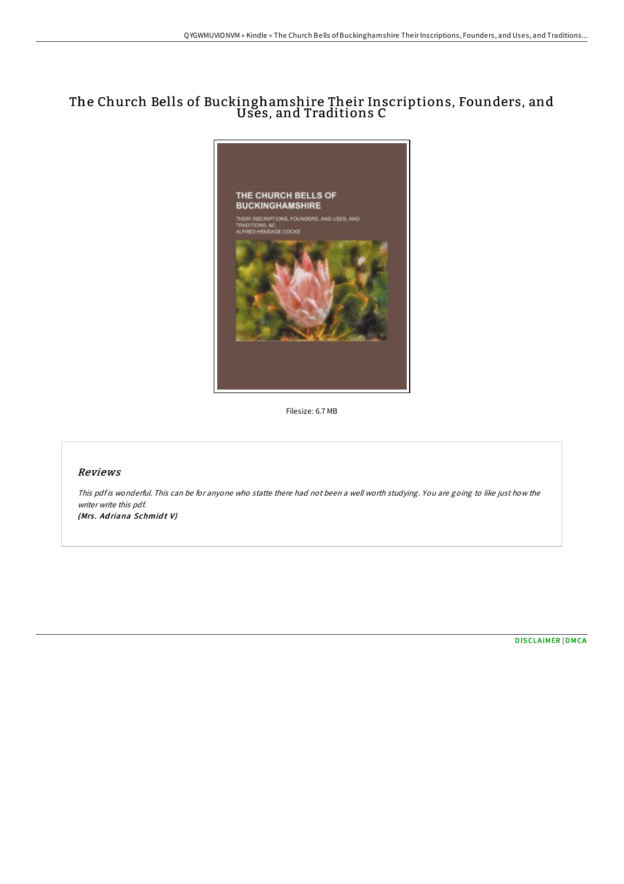# The Church Bells of Buckinghamshire Their Inscriptions, Founders, and Uses, and Traditions C

Filesize: 6.7 MB

## Reviews

*This pdf is wonderful. This can be for anyone who statte there had not been a well worth studying. You are going to like just how the writer write this pdf.*
***(Mrs. Adriana Schmidt V)***

DISCLAIMER | DMCA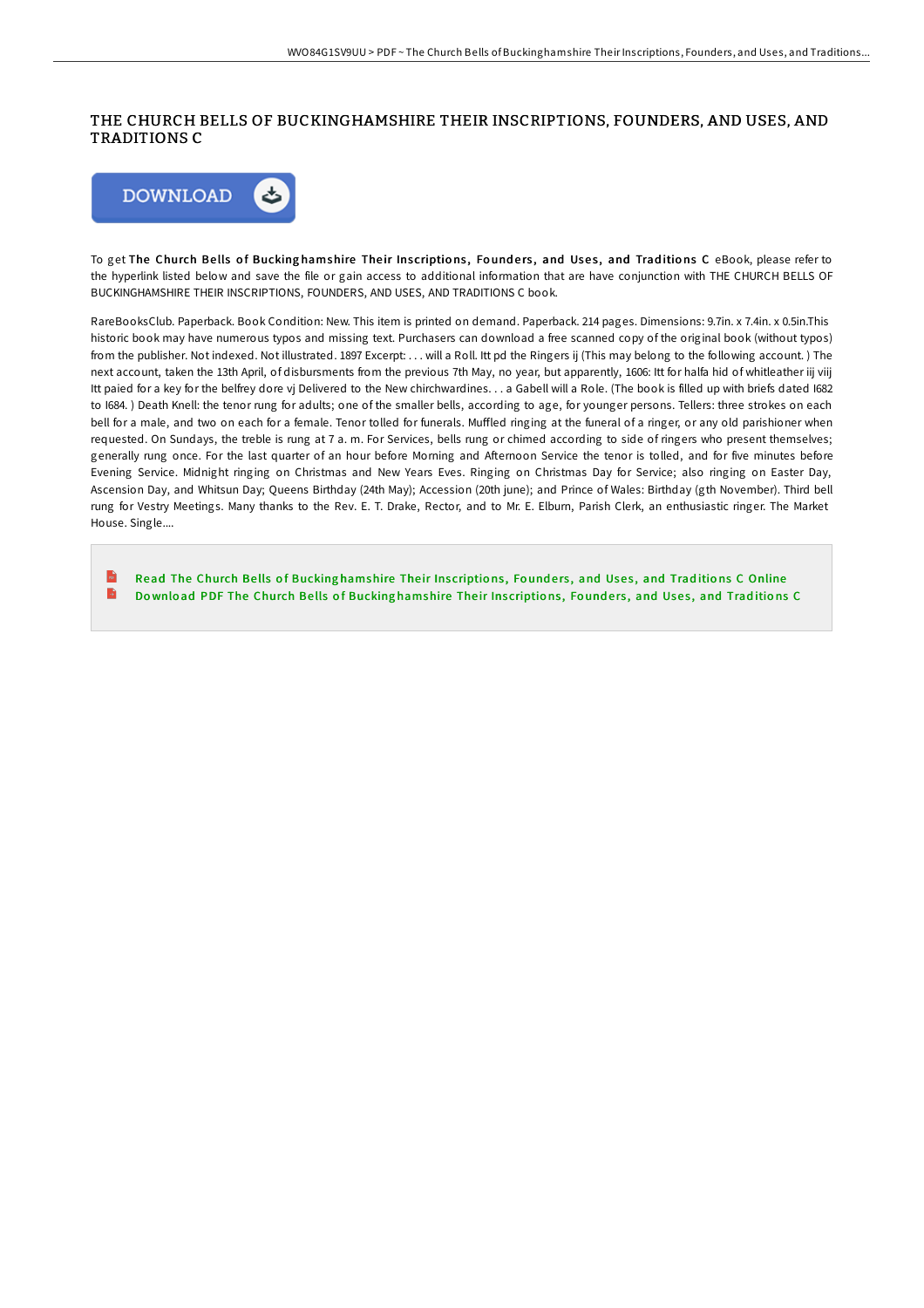# THE CHURCH BELLS OF BUCKINGHAMSHIRE THEIR INSCRIPTIONS, FOUNDERS, AND USES, AND TRADITIONS C

DOWNLOAD

To get **The Church Bells of Buckinghamshire Their Inscriptions, Founders, and Uses, and Traditions C** eBook, please refer to the hyperlink listed below and save the file or gain access to additional information that are have conjunction with THE CHURCH BELLS OF BUCKINGHAMSHIRE THEIR INSCRIPTIONS, FOUNDERS, AND USES, AND TRADITIONS C book.

RareBooksClub. Paperback. Book Condition: New. This item is printed on demand. Paperback. 214 pages. Dimensions: 9.7in. x 7.4in. x 0.5in.This historic book may have numerous typos and missing text. Purchasers can download a free scanned copy of the original book (without typos) from the publisher. Not indexed. Not illustrated. 1897 Excerpt: . . . will a Roll. Itt pd the Ringers ij (This may belong to the following account. ) The next account, taken the 13th April, of disbursments from the previous 7th May, no year, but apparently, 1606: Itt for halfa hid of whitleather iij viij Itt paied for a key for the belfrey dore vj Delivered to the New chirchwardines. . . a Gabell will a Role. (The book is filled up with briefs dated I682 to I684. ) Death Knell: the tenor rung for adults; one of the smaller bells, according to age, for younger persons. Tellers: three strokes on each bell for a male, and two on each for a female. Tenor tolled for funerals. Muffled ringing at the funeral of a ringer, or any old parishioner when requested. On Sundays, the treble is rung at 7 a. m. For Services, bells rung or chimed according to side of ringers who present themselves; generally rung once. For the last quarter of an hour before Morning and Afternoon Service the tenor is tolled, and for five minutes before Evening Service. Midnight ringing on Christmas and New Years Eves. Ringing on Christmas Day for Service; also ringing on Easter Day, Ascension Day, and Whitsun Day; Queens Birthday (24th May); Accession (20th june); and Prince of Wales: Birthday (gth November). Third bell rung for Vestry Meetings. Many thanks to the Rev. E. T. Drake, Rector, and to Mr. E. Elburn, Parish Clerk, an enthusiastic ringer. The Market House. Single....

Read The Church Bells of Buckinghamshire Their Inscriptions, Founders, and Uses, and Traditions C Online

Download PDF The Church Bells of Buckinghamshire Their Inscriptions, Founders, and Uses, and Traditions C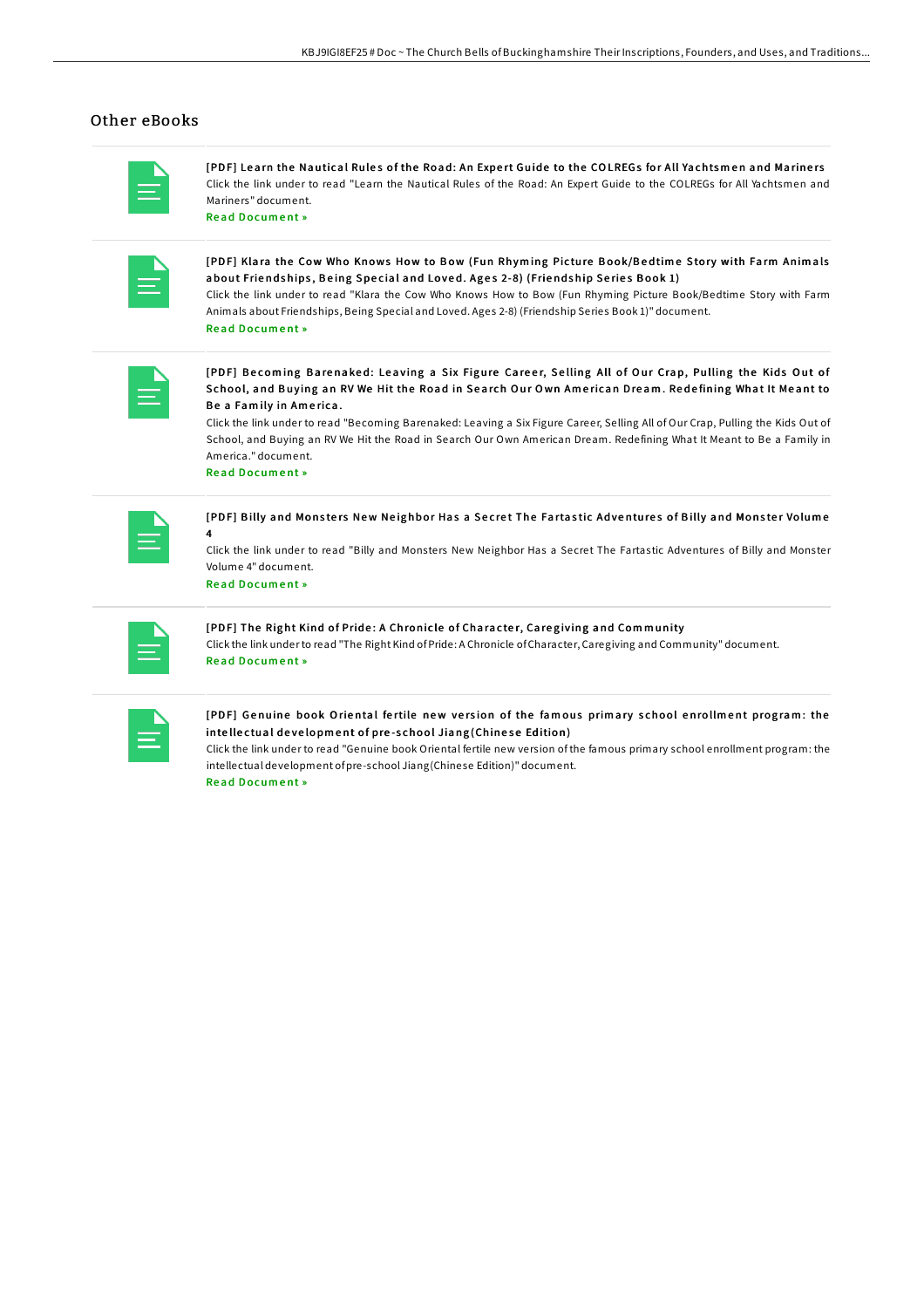## Other eBooks

[PDF] Learn the Nautical Rules of the Road: An Expert Guide to the COLREGs for All Yachtsmen and Mariners

Click the link under to read "Learn the Nautical Rules of the Road: An Expert Guide to the COLREGs for All Yachtsmen and Mariners" document.

Read Document »

[PDF] Klara the Cow Who Knows How to Bow (Fun Rhyming Picture Book/Bedtime Story with Farm Animals about Friendships, Being Special and Loved. Ages 2-8) (Friendship Series Book 1)

Click the link under to read "Klara the Cow Who Knows How to Bow (Fun Rhyming Picture Book/Bedtime Story with Farm Animals about Friendships, Being Special and Loved. Ages 2-8) (Friendship Series Book 1)" document.

Read Document »

[PDF] Becoming Barenaked: Leaving a Six Figure Career, Selling All of Our Crap, Pulling the Kids Out of School, and Buying an RV We Hit the Road in Search Our Own American Dream. Redefining What It Meant to Be a Family in America.

Click the link under to read "Becoming Barenaked: Leaving a Six Figure Career, Selling All of Our Crap, Pulling the Kids Out of School, and Buying an RV We Hit the Road in Search Our Own American Dream. Redefining What It Meant to Be a Family in America." document.

Read Document »

[PDF] Billy and Monsters New Neighbor Has a Secret The Fartastic Adventures of Billy and Monster Volume 4

Click the link under to read "Billy and Monsters New Neighbor Has a Secret The Fartastic Adventures of Billy and Monster Volume 4" document.

Read Document »

[PDF] The Right Kind of Pride: A Chronicle of Character, Caregiving and Community

Click the link under to read "The Right Kind of Pride: A Chronicle of Character, Caregiving and Community" document.

Read Document »

[PDF] Genuine book Oriental fertile new version of the famous primary school enrollment program: the intellectual development of pre-school Jiang(Chinese Edition)

Click the link under to read "Genuine book Oriental fertile new version of the famous primary school enrollment program: the intellectual development of pre-school Jiang(Chinese Edition)" document.

Read Document »